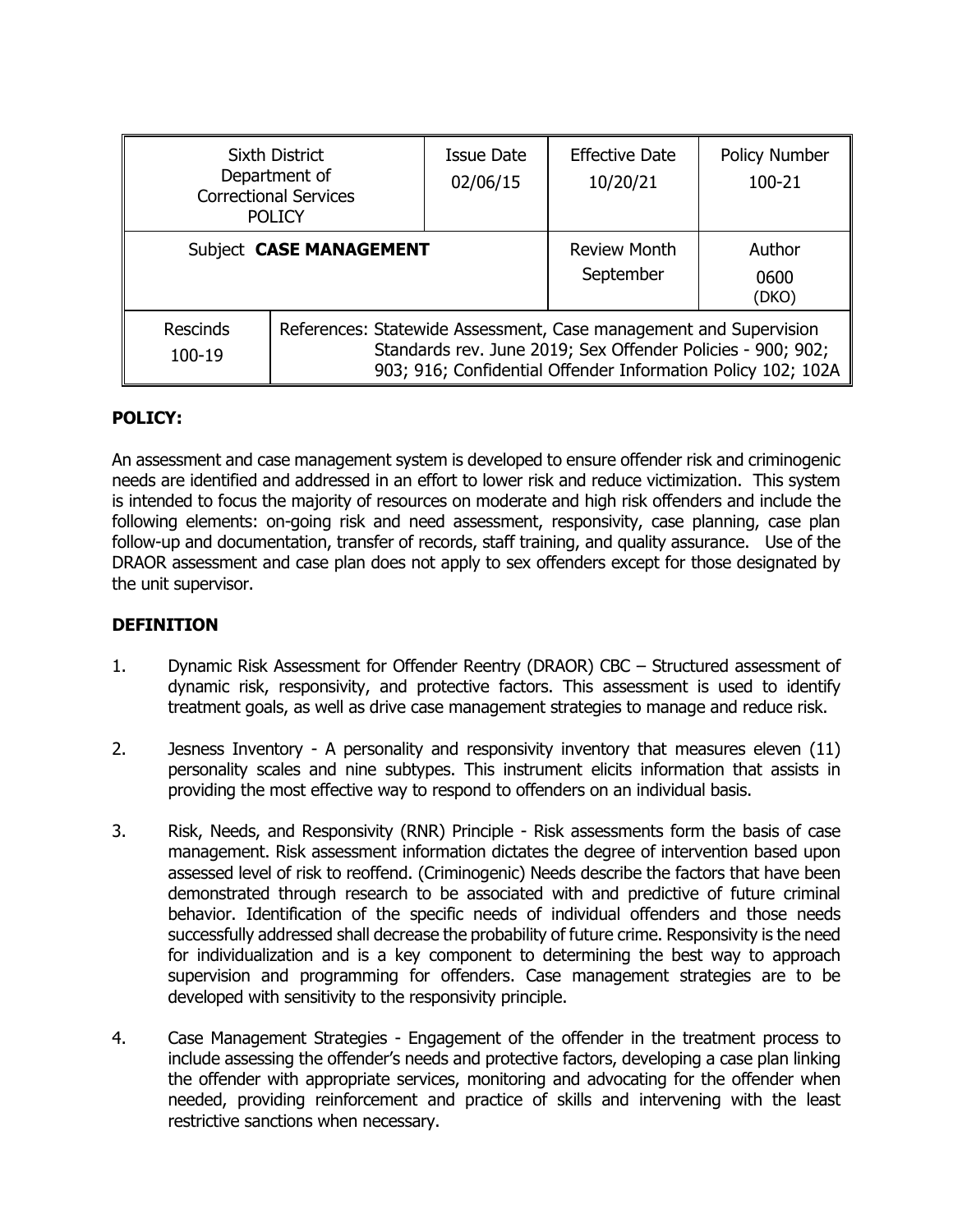| Sixth District Department of Correctional Services POLICY | | Issue Date 02/06/15 | Effective Date 10/20/21 | Policy Number 100-21 |
|---|---|---|---|---|
| Subject **CASE MANAGEMENT** | | | Review Month September | Author 0600 (DKO) |
| Rescinds 100-19 | References: Statewide Assessment, Case management and Supervision Standards rev. June 2019; Sex Offender Policies - 900; 902; 903; 916; Confidential Offender Information Policy 102; 102A | | | |

## POLICY:

An assessment and case management system is developed to ensure offender risk and criminogenic needs are identified and addressed in an effort to lower risk and reduce victimization. This system is intended to focus the majority of resources on moderate and high risk offenders and include the following elements: on-going risk and need assessment, responsivity, case planning, case plan follow-up and documentation, transfer of records, staff training, and quality assurance. Use of the DRAOR assessment and case plan does not apply to sex offenders except for those designated by the unit supervisor.

## DEFINITION

1. Dynamic Risk Assessment for Offender Reentry (DRAOR) CBC – Structured assessment of dynamic risk, responsivity, and protective factors. This assessment is used to identify treatment goals, as well as drive case management strategies to manage and reduce risk.

2. Jesness Inventory - A personality and responsivity inventory that measures eleven (11) personality scales and nine subtypes. This instrument elicits information that assists in providing the most effective way to respond to offenders on an individual basis.

3. Risk, Needs, and Responsivity (RNR) Principle - Risk assessments form the basis of case management. Risk assessment information dictates the degree of intervention based upon assessed level of risk to reoffend. (Criminogenic) Needs describe the factors that have been demonstrated through research to be associated with and predictive of future criminal behavior. Identification of the specific needs of individual offenders and those needs successfully addressed shall decrease the probability of future crime. Responsivity is the need for individualization and is a key component to determining the best way to approach supervision and programming for offenders. Case management strategies are to be developed with sensitivity to the responsivity principle.

4. Case Management Strategies - Engagement of the offender in the treatment process to include assessing the offender's needs and protective factors, developing a case plan linking the offender with appropriate services, monitoring and advocating for the offender when needed, providing reinforcement and practice of skills and intervening with the least restrictive sanctions when necessary.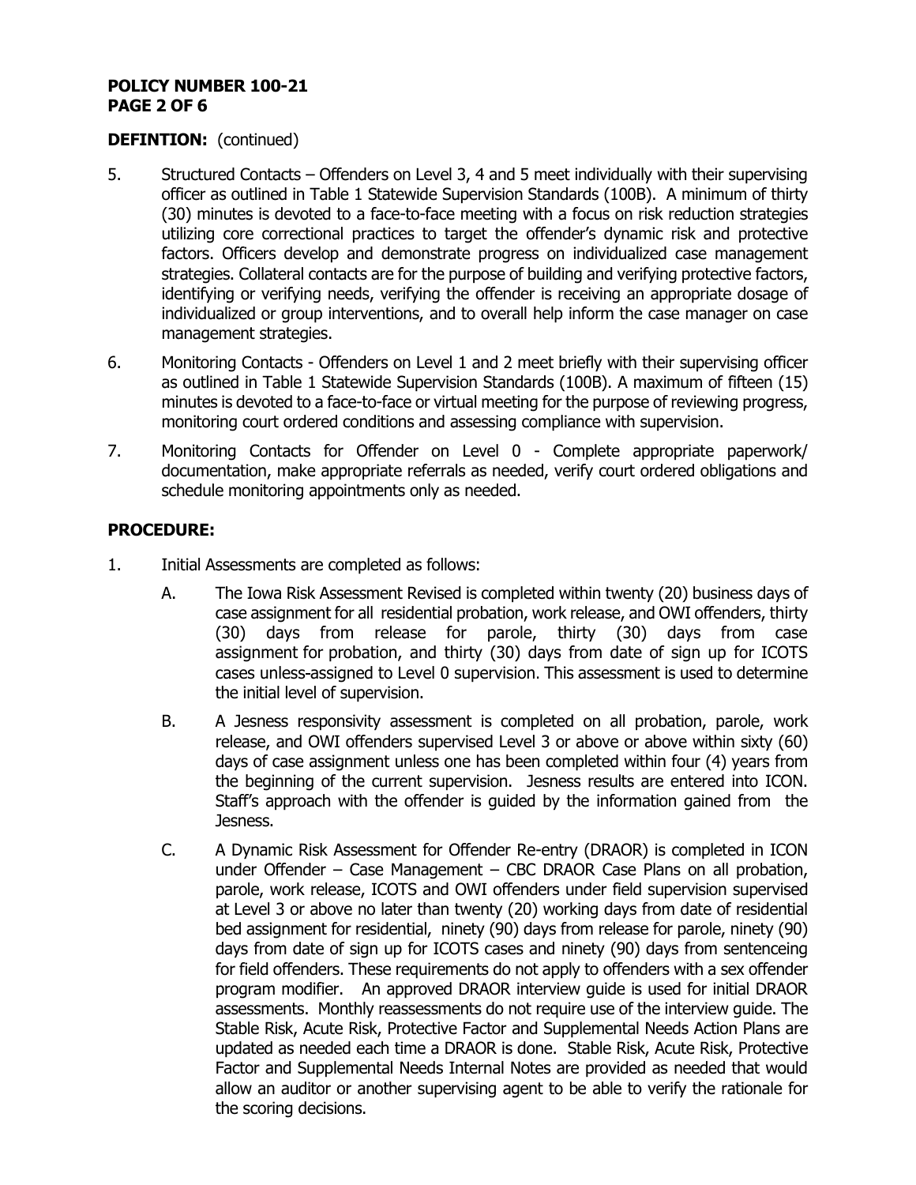**DEFINTION:** (continued)

5. Structured Contacts – Offenders on Level 3, 4 and 5 meet individually with their supervising officer as outlined in Table 1 Statewide Supervision Standards (100B). A minimum of thirty (30) minutes is devoted to a face-to-face meeting with a focus on risk reduction strategies utilizing core correctional practices to target the offender's dynamic risk and protective factors. Officers develop and demonstrate progress on individualized case management strategies. Collateral contacts are for the purpose of building and verifying protective factors, identifying or verifying needs, verifying the offender is receiving an appropriate dosage of individualized or group interventions, and to overall help inform the case manager on case management strategies.

6. Monitoring Contacts - Offenders on Level 1 and 2 meet briefly with their supervising officer as outlined in Table 1 Statewide Supervision Standards (100B). A maximum of fifteen (15) minutes is devoted to a face-to-face or virtual meeting for the purpose of reviewing progress, monitoring court ordered conditions and assessing compliance with supervision.

7. Monitoring Contacts for Offender on Level 0 - Complete appropriate paperwork/ documentation, make appropriate referrals as needed, verify court ordered obligations and schedule monitoring appointments only as needed.

**PROCEDURE:**

1. Initial Assessments are completed as follows:

   A. The Iowa Risk Assessment Revised is completed within twenty (20) business days of case assignment for all residential probation, work release, and OWI offenders, thirty (30) days from release for parole, thirty (30) days from case assignment for probation, and thirty (30) days from date of sign up for ICOTS cases unless-assigned to Level 0 supervision. This assessment is used to determine the initial level of supervision.

   B. A Jesness responsivity assessment is completed on all probation, parole, work release, and OWI offenders supervised Level 3 or above or above within sixty (60) days of case assignment unless one has been completed within four (4) years from the beginning of the current supervision. Jesness results are entered into ICON. Staff's approach with the offender is guided by the information gained from the Jesness.

   C. A Dynamic Risk Assessment for Offender Re-entry (DRAOR) is completed in ICON under Offender – Case Management – CBC DRAOR Case Plans on all probation, parole, work release, ICOTS and OWI offenders under field supervision supervised at Level 3 or above no later than twenty (20) working days from date of residential bed assignment for residential, ninety (90) days from release for parole, ninety (90) days from date of sign up for ICOTS cases and ninety (90) days from sentenceing for field offenders. These requirements do not apply to offenders with a sex offender program modifier. An approved DRAOR interview guide is used for initial DRAOR assessments. Monthly reassessments do not require use of the interview guide. The Stable Risk, Acute Risk, Protective Factor and Supplemental Needs Action Plans are updated as needed each time a DRAOR is done. Stable Risk, Acute Risk, Protective Factor and Supplemental Needs Internal Notes are provided as needed that would allow an auditor or another supervising agent to be able to verify the rationale for the scoring decisions.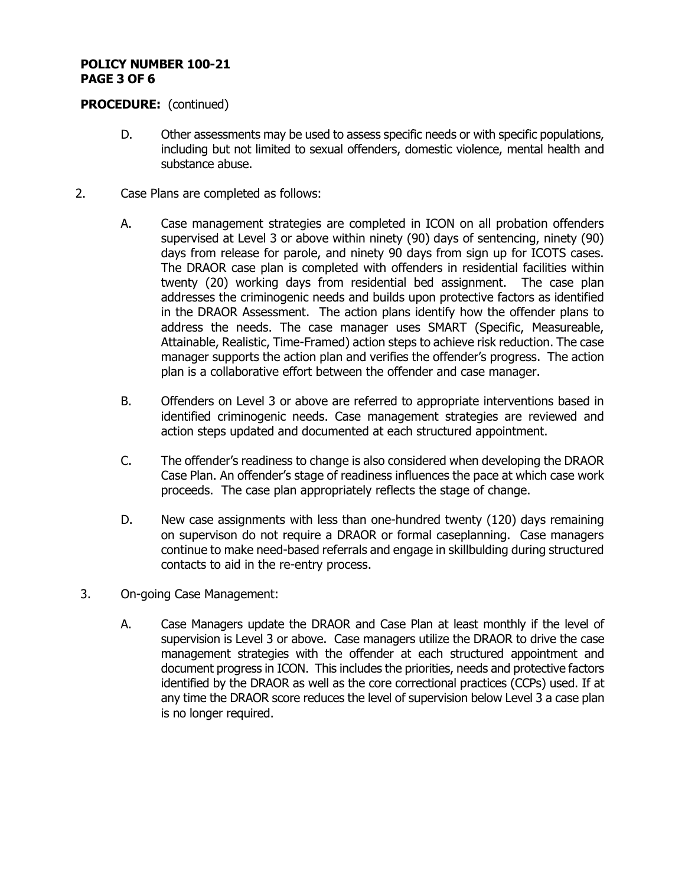**PROCEDURE:** (continued)

D. Other assessments may be used to assess specific needs or with specific populations, including but not limited to sexual offenders, domestic violence, mental health and substance abuse.

2. Case Plans are completed as follows:

   A. Case management strategies are completed in ICON on all probation offenders supervised at Level 3 or above within ninety (90) days of sentencing, ninety (90) days from release for parole, and ninety 90 days from sign up for ICOTS cases. The DRAOR case plan is completed with offenders in residential facilities within twenty (20) working days from residential bed assignment. The case plan addresses the criminogenic needs and builds upon protective factors as identified in the DRAOR Assessment. The action plans identify how the offender plans to address the needs. The case manager uses SMART (Specific, Measureable, Attainable, Realistic, Time-Framed) action steps to achieve risk reduction. The case manager supports the action plan and verifies the offender's progress. The action plan is a collaborative effort between the offender and case manager.

   B. Offenders on Level 3 or above are referred to appropriate interventions based in identified criminogenic needs. Case management strategies are reviewed and action steps updated and documented at each structured appointment.

   C. The offender's readiness to change is also considered when developing the DRAOR Case Plan. An offender's stage of readiness influences the pace at which case work proceeds. The case plan appropriately reflects the stage of change.

   D. New case assignments with less than one-hundred twenty (120) days remaining on supervison do not require a DRAOR or formal caseplanning. Case managers continue to make need-based referrals and engage in skillbulding during structured contacts to aid in the re-entry process.

3. On-going Case Management:

   A. Case Managers update the DRAOR and Case Plan at least monthly if the level of supervision is Level 3 or above. Case managers utilize the DRAOR to drive the case management strategies with the offender at each structured appointment and document progress in ICON. This includes the priorities, needs and protective factors identified by the DRAOR as well as the core correctional practices (CCPs) used. If at any time the DRAOR score reduces the level of supervision below Level 3 a case plan is no longer required.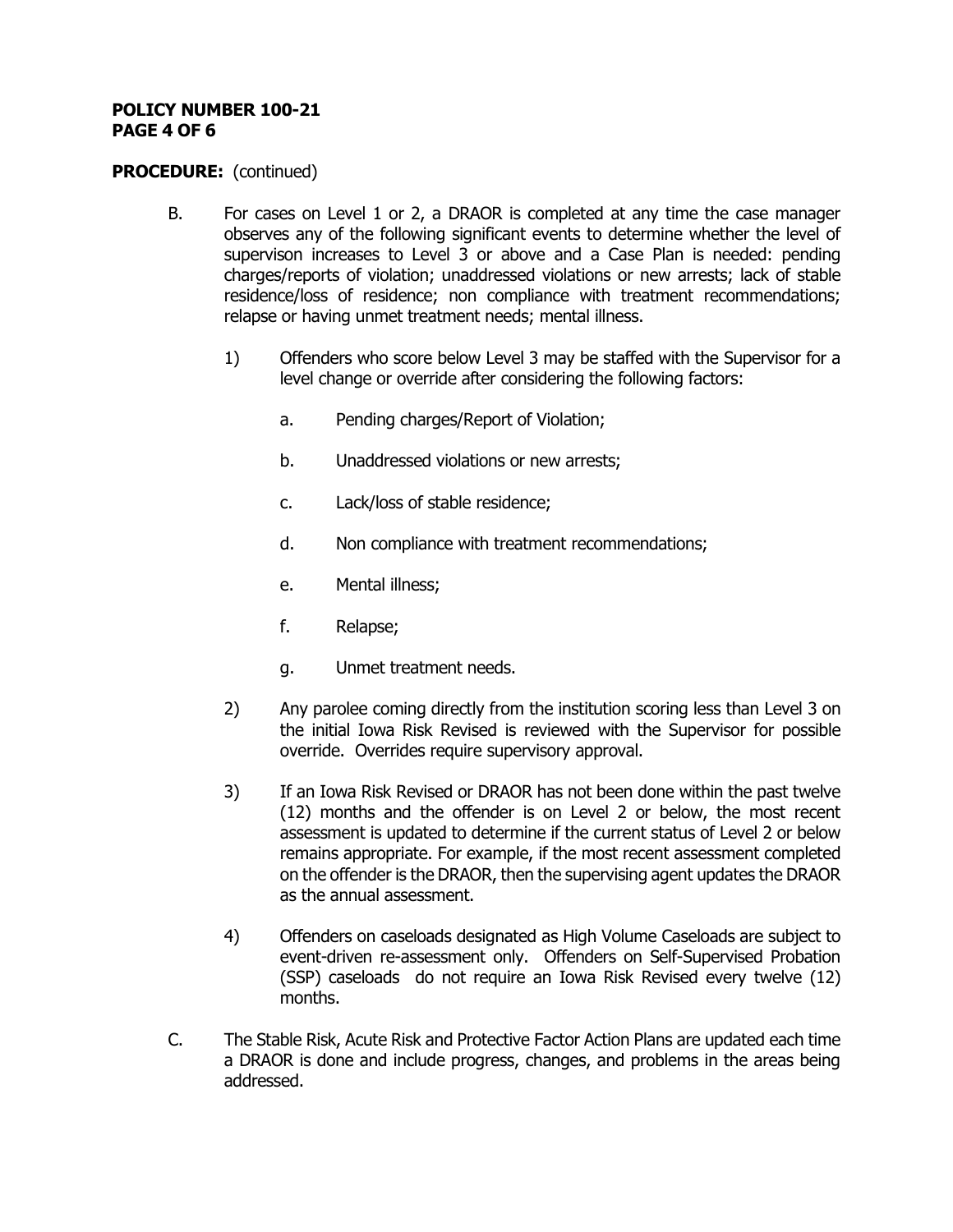**PROCEDURE:** (continued)

B. For cases on Level 1 or 2, a DRAOR is completed at any time the case manager observes any of the following significant events to determine whether the level of supervison increases to Level 3 or above and a Case Plan is needed: pending charges/reports of violation; unaddressed violations or new arrests; lack of stable residence/loss of residence; non compliance with treatment recommendations; relapse or having unmet treatment needs; mental illness.

1) Offenders who score below Level 3 may be staffed with the Supervisor for a level change or override after considering the following factors:

a. Pending charges/Report of Violation;

b. Unaddressed violations or new arrests;

c. Lack/loss of stable residence;

d. Non compliance with treatment recommendations;

e. Mental illness;

f. Relapse;

g. Unmet treatment needs.

2) Any parolee coming directly from the institution scoring less than Level 3 on the initial Iowa Risk Revised is reviewed with the Supervisor for possible override. Overrides require supervisory approval.

3) If an Iowa Risk Revised or DRAOR has not been done within the past twelve (12) months and the offender is on Level 2 or below, the most recent assessment is updated to determine if the current status of Level 2 or below remains appropriate. For example, if the most recent assessment completed on the offender is the DRAOR, then the supervising agent updates the DRAOR as the annual assessment.

4) Offenders on caseloads designated as High Volume Caseloads are subject to event-driven re-assessment only. Offenders on Self-Supervised Probation (SSP) caseloads do not require an Iowa Risk Revised every twelve (12) months.

C. The Stable Risk, Acute Risk and Protective Factor Action Plans are updated each time a DRAOR is done and include progress, changes, and problems in the areas being addressed.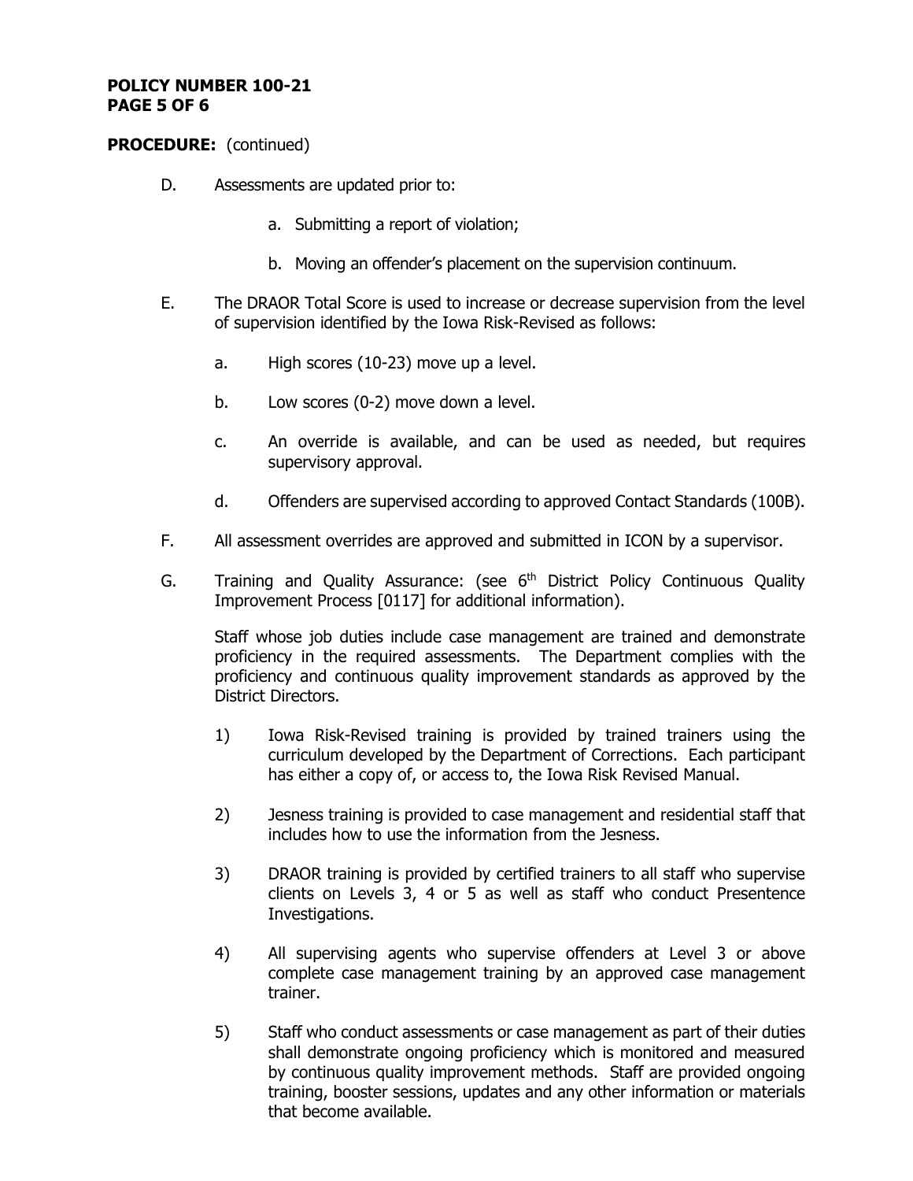**PROCEDURE:** (continued)

D. Assessments are updated prior to:

   a. Submitting a report of violation;

   b. Moving an offender's placement on the supervision continuum.

E. The DRAOR Total Score is used to increase or decrease supervision from the level of supervision identified by the Iowa Risk-Revised as follows:

   a. High scores (10-23) move up a level.

   b. Low scores (0-2) move down a level.

   c. An override is available, and can be used as needed, but requires supervisory approval.

   d. Offenders are supervised according to approved Contact Standards (100B).

F. All assessment overrides are approved and submitted in ICON by a supervisor.

G. Training and Quality Assurance: (see 6th District Policy Continuous Quality Improvement Process [0117] for additional information).

   Staff whose job duties include case management are trained and demonstrate proficiency in the required assessments. The Department complies with the proficiency and continuous quality improvement standards as approved by the District Directors.

   1) Iowa Risk-Revised training is provided by trained trainers using the curriculum developed by the Department of Corrections. Each participant has either a copy of, or access to, the Iowa Risk Revised Manual.

   2) Jesness training is provided to case management and residential staff that includes how to use the information from the Jesness.

   3) DRAOR training is provided by certified trainers to all staff who supervise clients on Levels 3, 4 or 5 as well as staff who conduct Presentence Investigations.

   4) All supervising agents who supervise offenders at Level 3 or above complete case management training by an approved case management trainer.

   5) Staff who conduct assessments or case management as part of their duties shall demonstrate ongoing proficiency which is monitored and measured by continuous quality improvement methods. Staff are provided ongoing training, booster sessions, updates and any other information or materials that become available.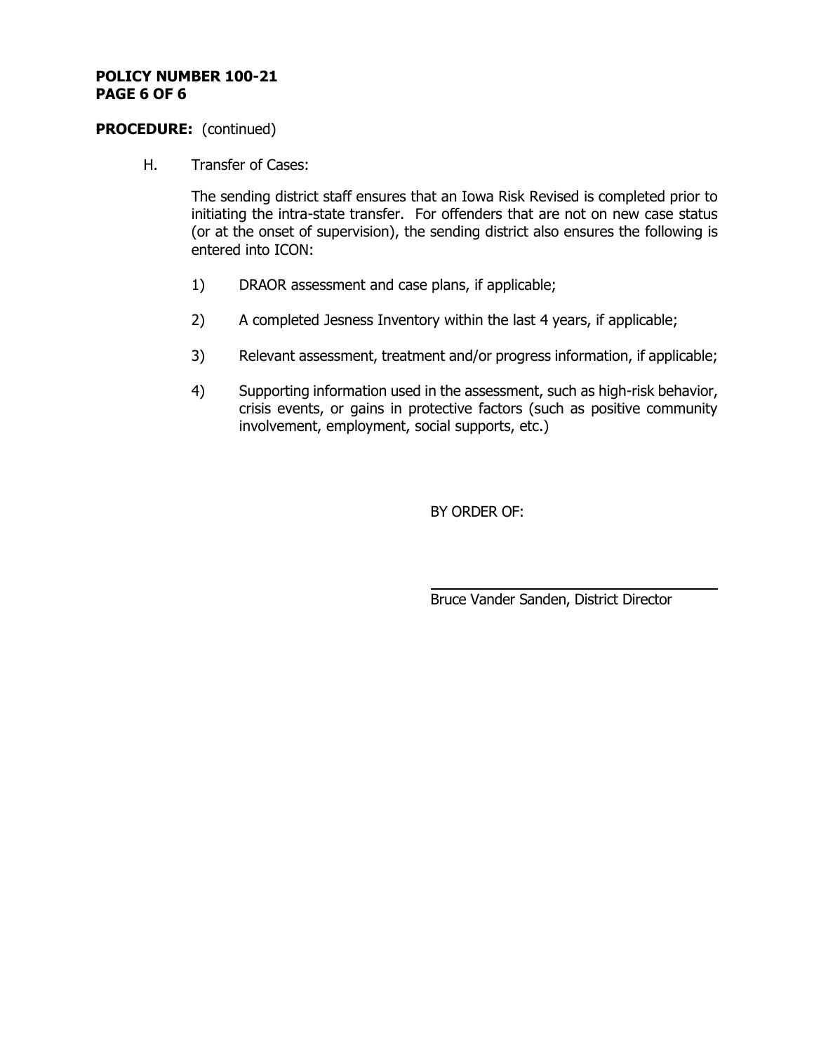**PROCEDURE:** (continued)

H. Transfer of Cases:

The sending district staff ensures that an Iowa Risk Revised is completed prior to initiating the intra-state transfer. For offenders that are not on new case status (or at the onset of supervision), the sending district also ensures the following is entered into ICON:

1) DRAOR assessment and case plans, if applicable;

2) A completed Jesness Inventory within the last 4 years, if applicable;

3) Relevant assessment, treatment and/or progress information, if applicable;

4) Supporting information used in the assessment, such as high-risk behavior, crisis events, or gains in protective factors (such as positive community involvement, employment, social supports, etc.)

BY ORDER OF:

Bruce Vander Sanden, District Director